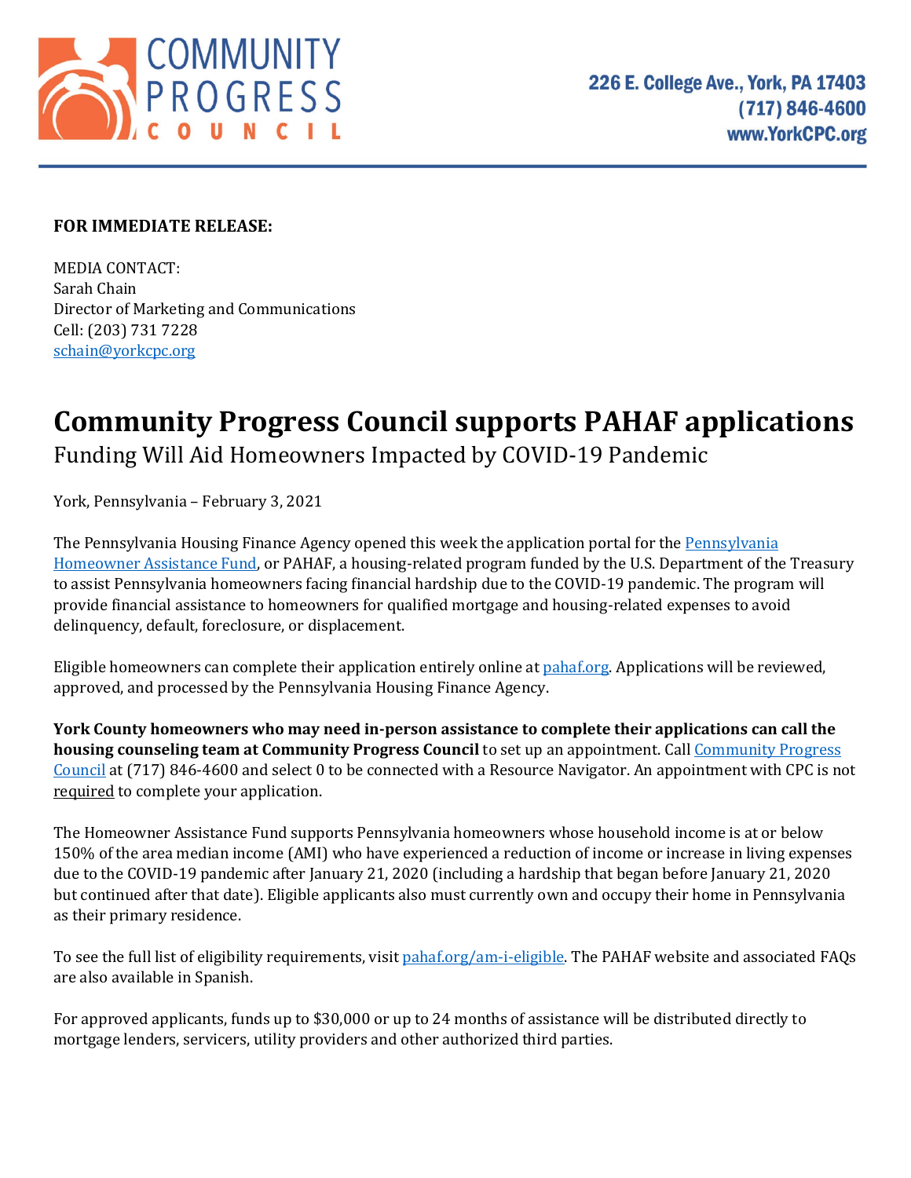COMMUNITY PROGRESS COUNCIL

226 E. College Ave., York, PA 17403
(717) 846-4600
www.YorkCPC.org

**FOR IMMEDIATE RELEASE:**

MEDIA CONTACT:
Sarah Chain
Director of Marketing and Communications
Cell: (203) 731 7228
schain@yorkcpc.org

# Community Progress Council supports PAHAF applications

## Funding Will Aid Homeowners Impacted by COVID-19 Pandemic

York, Pennsylvania – February 3, 2021

The Pennsylvania Housing Finance Agency opened this week the application portal for the Pennsylvania Homeowner Assistance Fund, or PAHAF, a housing-related program funded by the U.S. Department of the Treasury to assist Pennsylvania homeowners facing financial hardship due to the COVID-19 pandemic. The program will provide financial assistance to homeowners for qualified mortgage and housing-related expenses to avoid delinquency, default, foreclosure, or displacement.

Eligible homeowners can complete their application entirely online at pahaf.org. Applications will be reviewed, approved, and processed by the Pennsylvania Housing Finance Agency.

**York County homeowners who may need in-person assistance to complete their applications can call the housing counseling team at Community Progress Council** to set up an appointment. Call Community Progress Council at (717) 846-4600 and select 0 to be connected with a Resource Navigator. An appointment with CPC is not required to complete your application.

The Homeowner Assistance Fund supports Pennsylvania homeowners whose household income is at or below 150% of the area median income (AMI) who have experienced a reduction of income or increase in living expenses due to the COVID-19 pandemic after January 21, 2020 (including a hardship that began before January 21, 2020 but continued after that date). Eligible applicants also must currently own and occupy their home in Pennsylvania as their primary residence.

To see the full list of eligibility requirements, visit pahaf.org/am-i-eligible. The PAHAF website and associated FAQs are also available in Spanish.

For approved applicants, funds up to $30,000 or up to 24 months of assistance will be distributed directly to mortgage lenders, servicers, utility providers and other authorized third parties.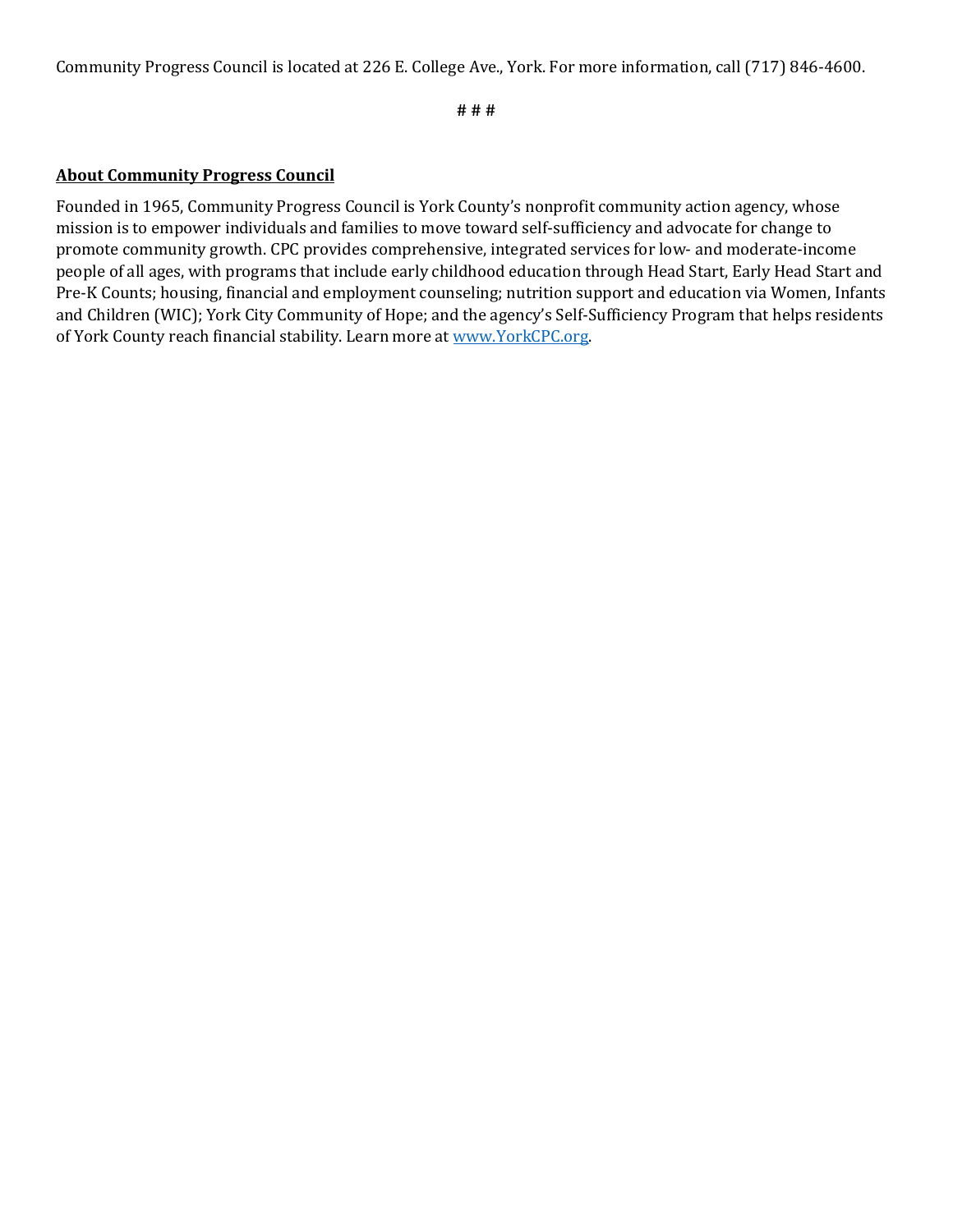Community Progress Council is located at 226 E. College Ave., York. For more information, call (717) 846-4600.

# # #

**About Community Progress Council**

Founded in 1965, Community Progress Council is York County's nonprofit community action agency, whose mission is to empower individuals and families to move toward self-sufficiency and advocate for change to promote community growth. CPC provides comprehensive, integrated services for low- and moderate-income people of all ages, with programs that include early childhood education through Head Start, Early Head Start and Pre-K Counts; housing, financial and employment counseling; nutrition support and education via Women, Infants and Children (WIC); York City Community of Hope; and the agency's Self-Sufficiency Program that helps residents of York County reach financial stability. Learn more at www.YorkCPC.org.